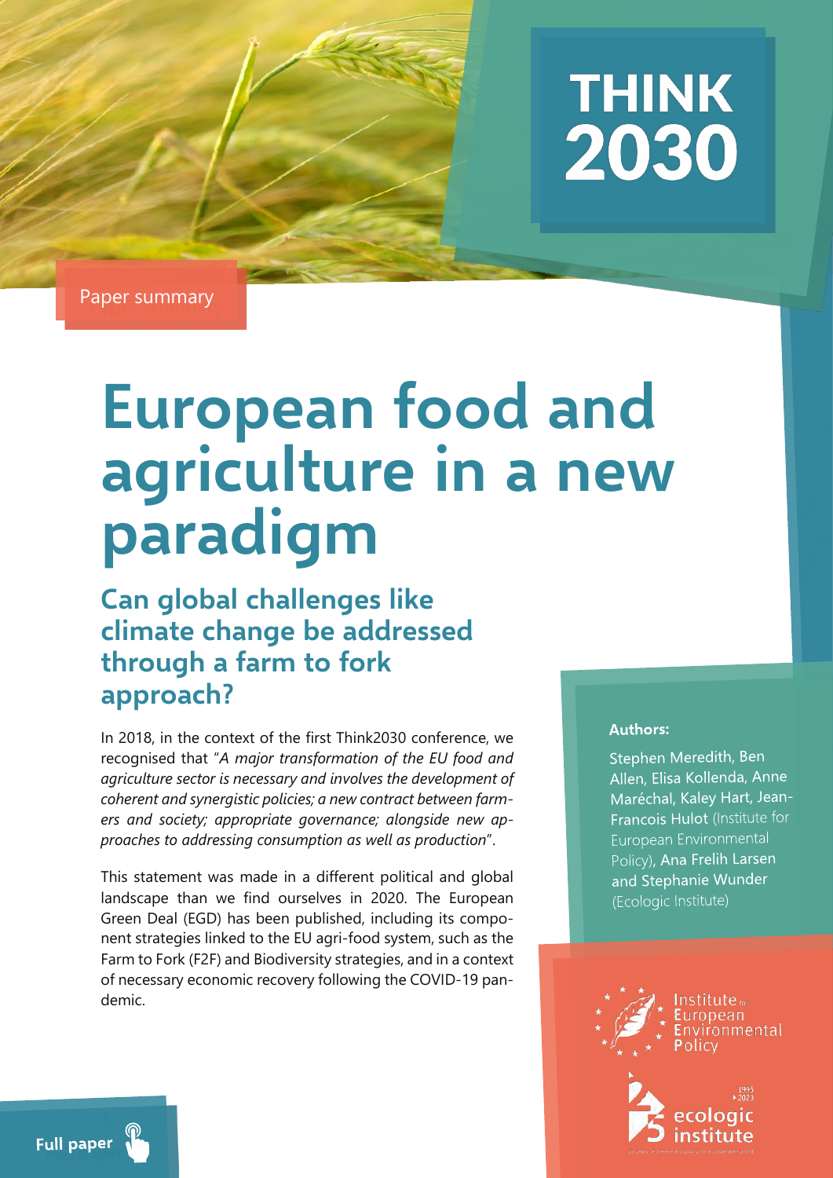THINK 2030

Paper summary

# European food and agriculture in a new paradigm

## Can global challenges like climate change be addressed through a farm to fork approach?

In 2018, in the context of the first Think2030 conference, we recognised that "*A major transformation of the EU food and agriculture sector is necessary and involves the development of coherent and synergistic policies; a new contract between farmers and society; appropriate governance; alongside new approaches to addressing consumption as well as production*".

This statement was made in a different political and global landscape than we find ourselves in 2020. The European Green Deal (EGD) has been published, including its component strategies linked to the EU agri-food system, such as the Farm to Fork (F2F) and Biodiversity strategies, and in a context of necessary economic recovery following the COVID-19 pandemic.

**Authors:**

Stephen Meredith, Ben Allen, Elisa Kollenda, Anne Maréchal, Kaley Hart, Jean-Francois Hulot (Institute for European Environmental Policy), Ana Frelih Larsen and Stephanie Wunder (Ecologic Institute)

Institute for European Environmental Policy

ecologic institute

Full paper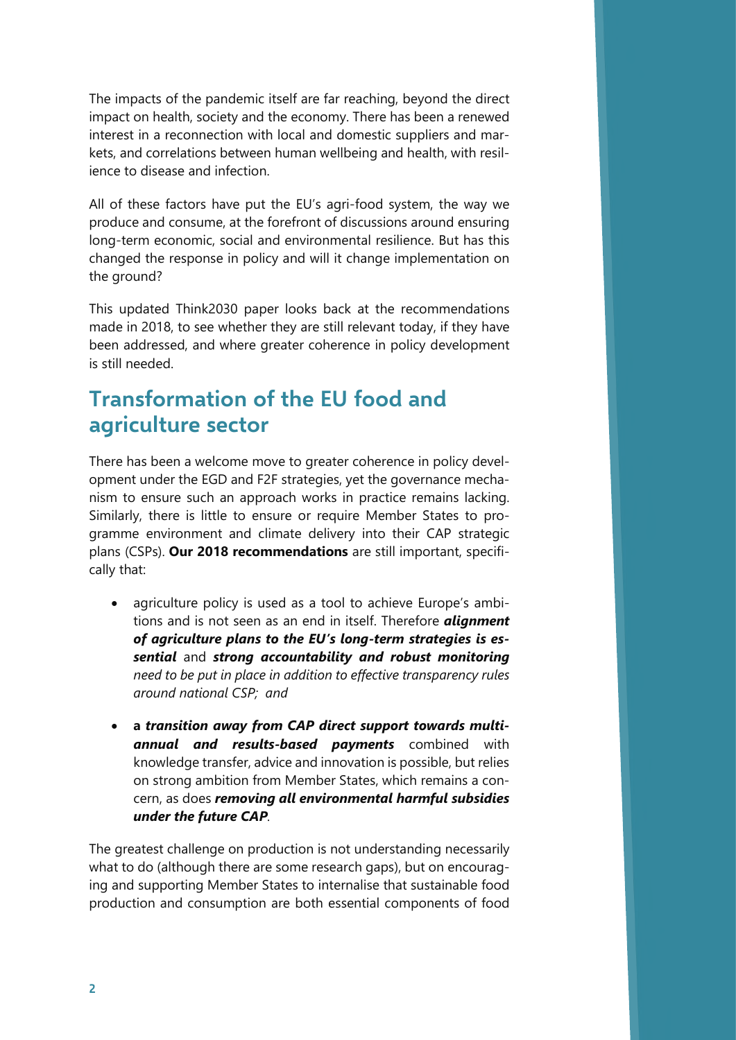The impacts of the pandemic itself are far reaching, beyond the direct impact on health, society and the economy. There has been a renewed interest in a reconnection with local and domestic suppliers and markets, and correlations between human wellbeing and health, with resilience to disease and infection.

All of these factors have put the EU's agri-food system, the way we produce and consume, at the forefront of discussions around ensuring long-term economic, social and environmental resilience. But has this changed the response in policy and will it change implementation on the ground?

This updated Think2030 paper looks back at the recommendations made in 2018, to see whether they are still relevant today, if they have been addressed, and where greater coherence in policy development is still needed.

## Transformation of the EU food and agriculture sector

There has been a welcome move to greater coherence in policy development under the EGD and F2F strategies, yet the governance mechanism to ensure such an approach works in practice remains lacking. Similarly, there is little to ensure or require Member States to programme environment and climate delivery into their CAP strategic plans (CSPs). **Our 2018 recommendations** are still important, specifically that:

- agriculture policy is used as a tool to achieve Europe's ambitions and is not seen as an end in itself. Therefore ***alignment of agriculture plans to the EU's long-term strategies is essential*** and ***strong accountability and robust monitoring*** *need to be put in place in addition to effective transparency rules around national CSP; and*
- **a** ***transition away from CAP direct support towards multi-annual and results-based payments*** combined with knowledge transfer, advice and innovation is possible, but relies on strong ambition from Member States, which remains a concern, as does ***removing all environmental harmful subsidies under the future CAP***.

The greatest challenge on production is not understanding necessarily what to do (although there are some research gaps), but on encouraging and supporting Member States to internalise that sustainable food production and consumption are both essential components of food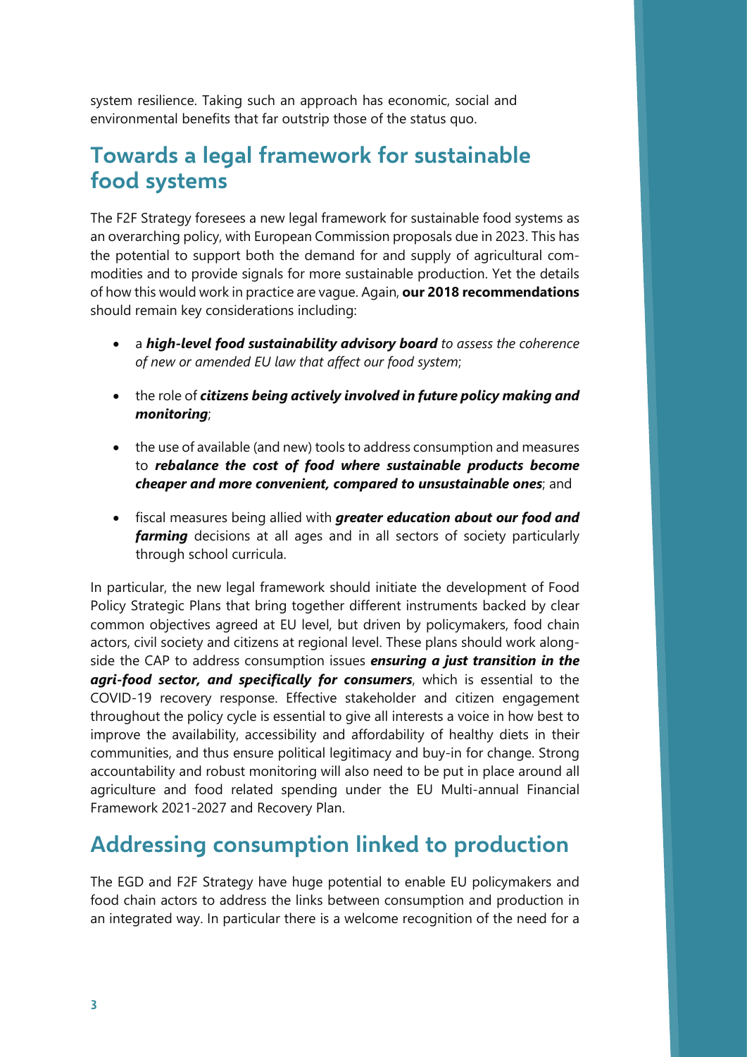system resilience. Taking such an approach has economic, social and environmental benefits that far outstrip those of the status quo.

## Towards a legal framework for sustainable food systems

The F2F Strategy foresees a new legal framework for sustainable food systems as an overarching policy, with European Commission proposals due in 2023. This has the potential to support both the demand for and supply of agricultural commodities and to provide signals for more sustainable production. Yet the details of how this would work in practice are vague. Again, **our 2018 recommendations** should remain key considerations including:

- a ***high-level food sustainability advisory board*** *to assess the coherence of new or amended EU law that affect our food system*;
- the role of ***citizens being actively involved in future policy making and monitoring***;
- the use of available (and new) tools to address consumption and measures to ***rebalance the cost of food where sustainable products become cheaper and more convenient, compared to unsustainable ones***; and
- fiscal measures being allied with ***greater education about our food and farming*** decisions at all ages and in all sectors of society particularly through school curricula.

In particular, the new legal framework should initiate the development of Food Policy Strategic Plans that bring together different instruments backed by clear common objectives agreed at EU level, but driven by policymakers, food chain actors, civil society and citizens at regional level. These plans should work alongside the CAP to address consumption issues ***ensuring a just transition in the agri-food sector, and specifically for consumers***, which is essential to the COVID-19 recovery response. Effective stakeholder and citizen engagement throughout the policy cycle is essential to give all interests a voice in how best to improve the availability, accessibility and affordability of healthy diets in their communities, and thus ensure political legitimacy and buy-in for change. Strong accountability and robust monitoring will also need to be put in place around all agriculture and food related spending under the EU Multi-annual Financial Framework 2021-2027 and Recovery Plan.

## Addressing consumption linked to production

The EGD and F2F Strategy have huge potential to enable EU policymakers and food chain actors to address the links between consumption and production in an integrated way. In particular there is a welcome recognition of the need for a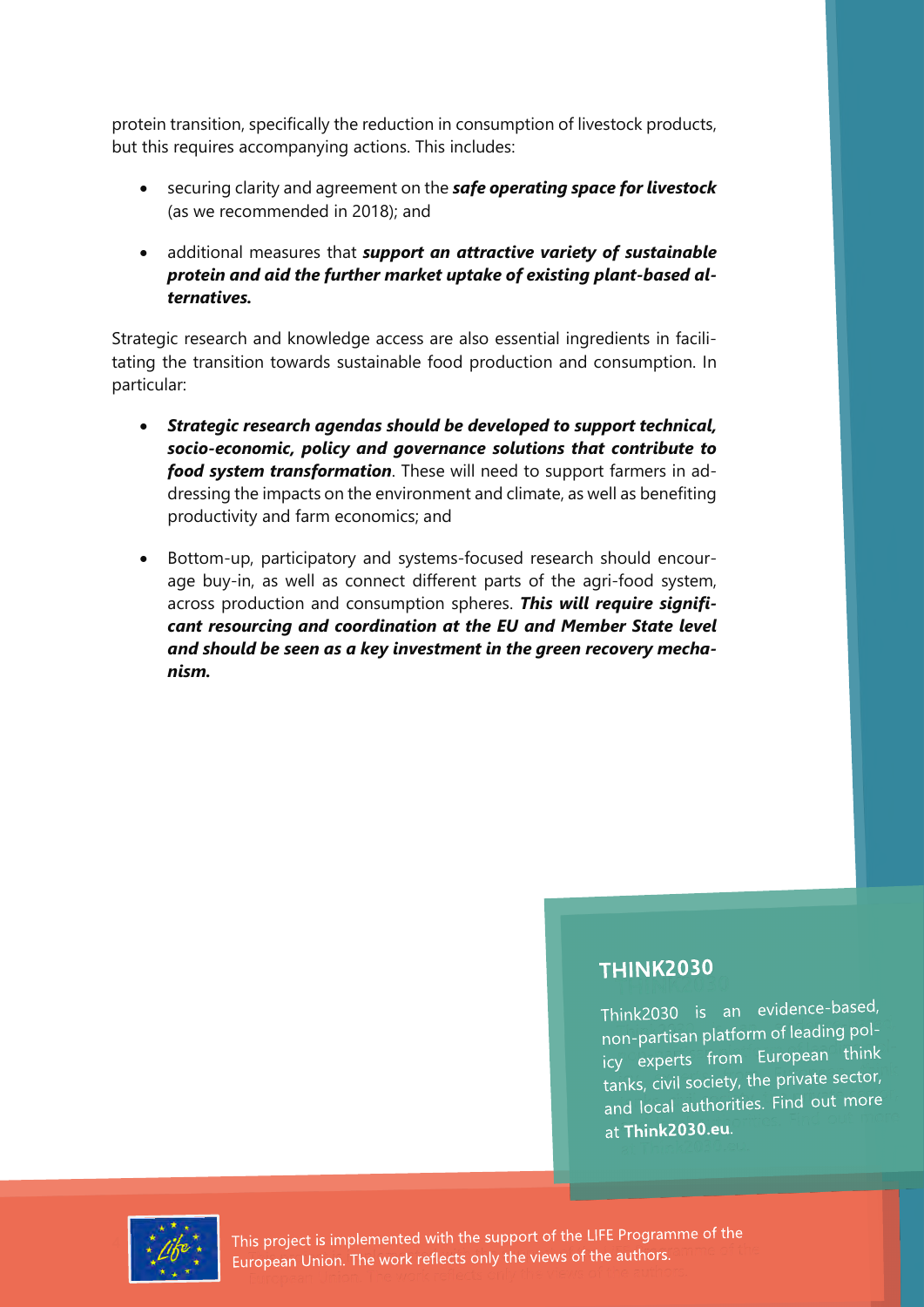protein transition, specifically the reduction in consumption of livestock products, but this requires accompanying actions. This includes:

- securing clarity and agreement on the ***safe operating space for livestock*** (as we recommended in 2018); and
- additional measures that ***support an attractive variety of sustainable protein and aid the further market uptake of existing plant-based alternatives.***

Strategic research and knowledge access are also essential ingredients in facilitating the transition towards sustainable food production and consumption. In particular:

- ***Strategic research agendas should be developed to support technical, socio-economic, policy and governance solutions that contribute to food system transformation***. These will need to support farmers in addressing the impacts on the environment and climate, as well as benefiting productivity and farm economics; and
- Bottom-up, participatory and systems-focused research should encourage buy-in, as well as connect different parts of the agri-food system, across production and consumption spheres. ***This will require significant resourcing and coordination at the EU and Member State level and should be seen as a key investment in the green recovery mechanism.***

## THINK2030

Think2030 is an evidence-based, non-partisan platform of leading policy experts from European think tanks, civil society, the private sector, and local authorities. Find out more at **Think2030.eu**.

This project is implemented with the support of the LIFE Programme of the European Union. The work reflects only the views of the authors.